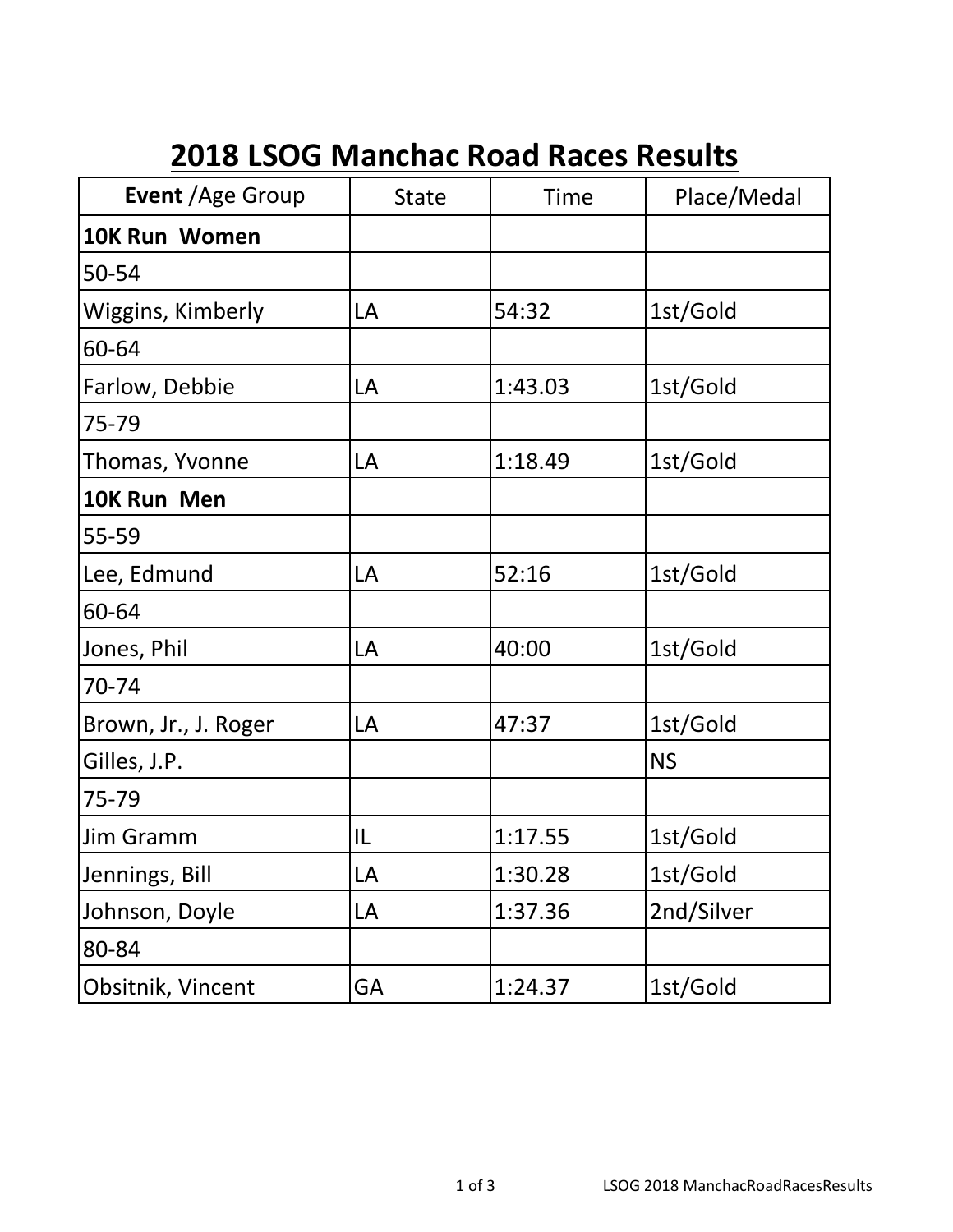# 2018 LSOG Manchac Road Races Results

| **Event** /Age Group | State | Time | Place/Medal |
|---|---|---|---|
| **10K Run Women** | | | |
| 50-54 | | | |
| Wiggins, Kimberly | LA | 54:32 | 1st/Gold |
| 60-64 | | | |
| Farlow, Debbie | LA | 1:43.03 | 1st/Gold |
| 75-79 | | | |
| Thomas, Yvonne | LA | 1:18.49 | 1st/Gold |
| **10K Run Men** | | | |
| 55-59 | | | |
| Lee, Edmund | LA | 52:16 | 1st/Gold |
| 60-64 | | | |
| Jones, Phil | LA | 40:00 | 1st/Gold |
| 70-74 | | | |
| Brown, Jr., J. Roger | LA | 47:37 | 1st/Gold |
| Gilles, J.P. | | | NS |
| 75-79 | | | |
| Jim Gramm | IL | 1:17.55 | 1st/Gold |
| Jennings, Bill | LA | 1:30.28 | 1st/Gold |
| Johnson, Doyle | LA | 1:37.36 | 2nd/Silver |
| 80-84 | | | |
| Obsitnik, Vincent | GA | 1:24.37 | 1st/Gold |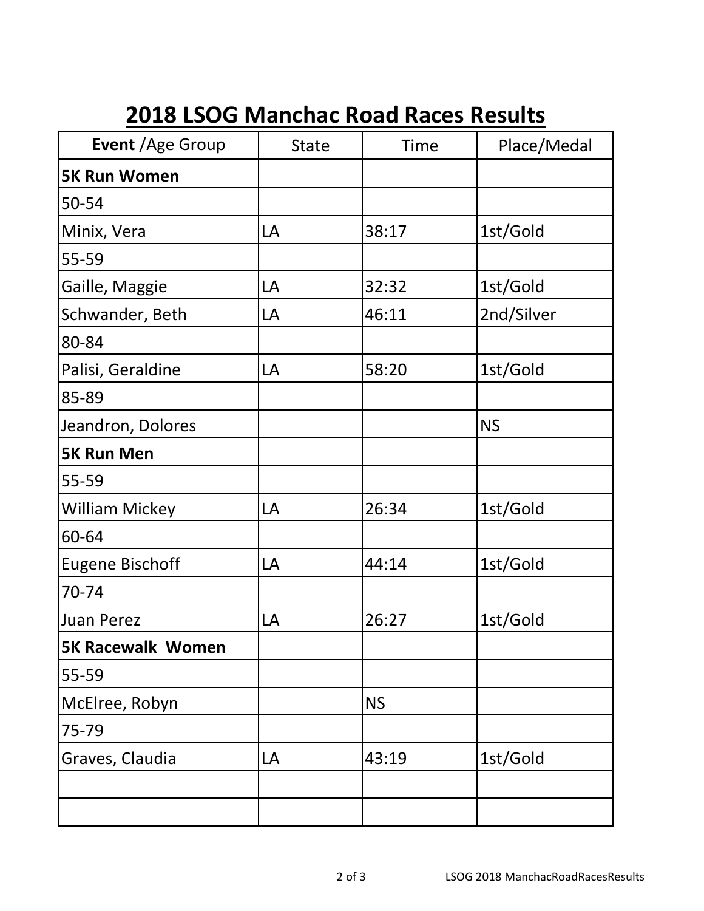# 2018 LSOG Manchac Road Races Results

| **Event** /Age Group | State | Time | Place/Medal |
| --- | --- | --- | --- |
| **5K Run Women** | | | |
| 50-54 | | | |
| Minix, Vera | LA | 38:17 | 1st/Gold |
| 55-59 | | | |
| Gaille, Maggie | LA | 32:32 | 1st/Gold |
| Schwander, Beth | LA | 46:11 | 2nd/Silver |
| 80-84 | | | |
| Palisi, Geraldine | LA | 58:20 | 1st/Gold |
| 85-89 | | | |
| Jeandron, Dolores | | | NS |
| **5K Run Men** | | | |
| 55-59 | | | |
| William Mickey | LA | 26:34 | 1st/Gold |
| 60-64 | | | |
| Eugene Bischoff | LA | 44:14 | 1st/Gold |
| 70-74 | | | |
| Juan Perez | LA | 26:27 | 1st/Gold |
| **5K Racewalk Women** | | | |
| 55-59 | | | |
| McElree, Robyn | | NS | |
| 75-79 | | | |
| Graves, Claudia | LA | 43:19 | 1st/Gold |
| | | | |
| | | | |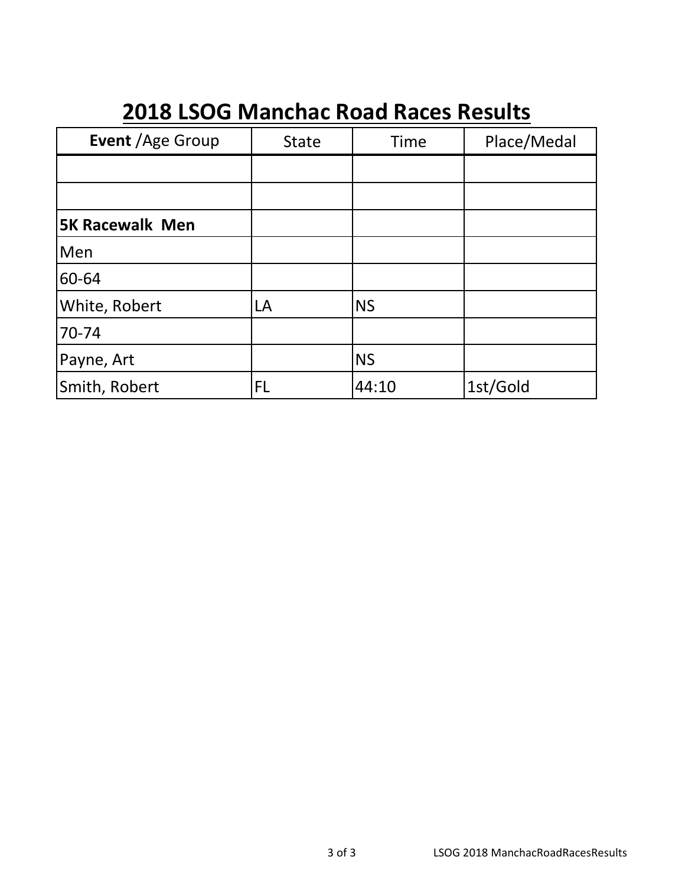# 2018 LSOG Manchac Road Races Results

| **Event** /Age Group | State | Time | Place/Medal |
|---|---|---|---|
| | | | |
| | | | |
| **5K Racewalk Men** | | | |
| Men | | | |
| 60-64 | | | |
| White, Robert | LA | NS | |
| 70-74 | | | |
| Payne, Art | | NS | |
| Smith, Robert | FL | 44:10 | 1st/Gold |